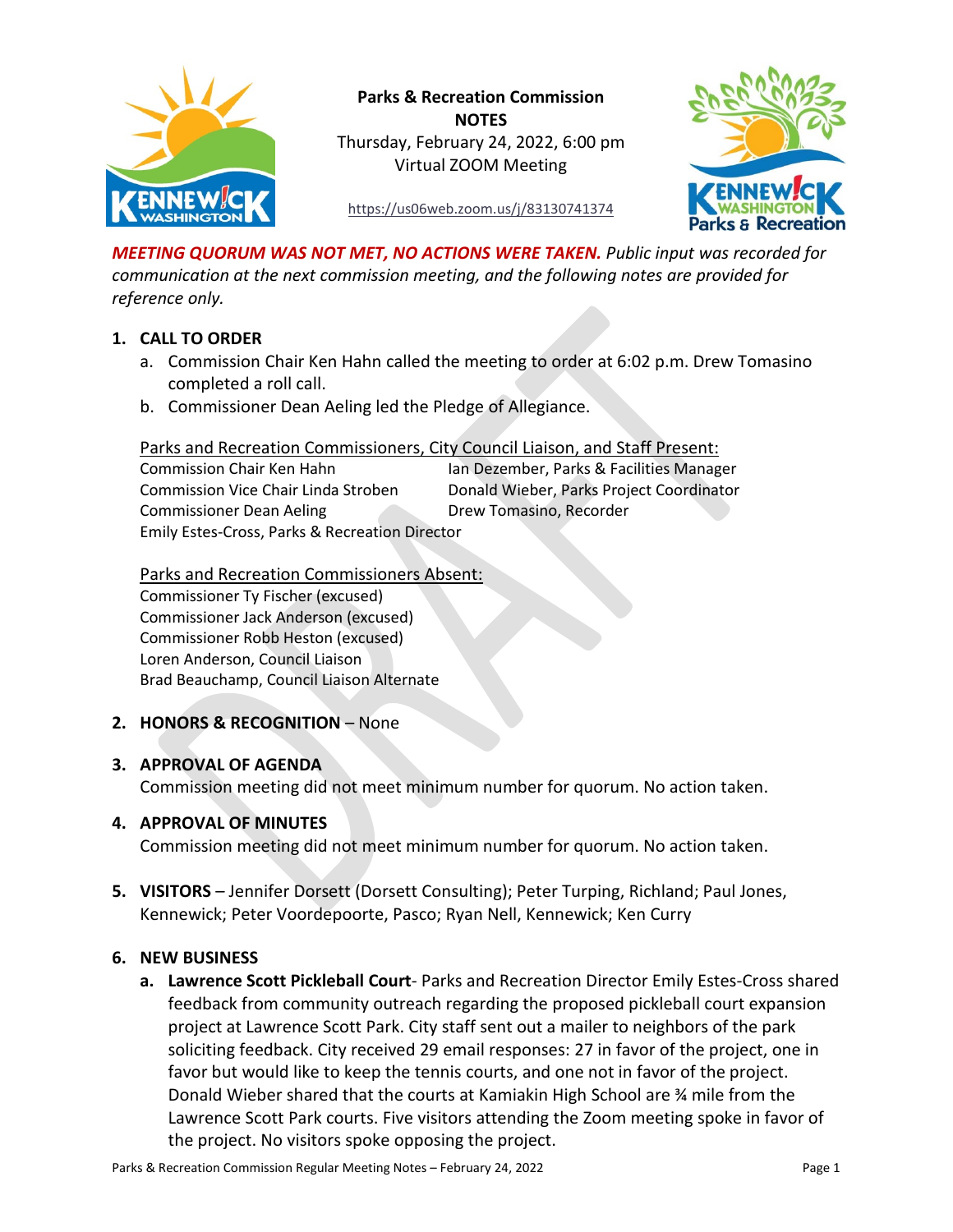**Parks & Recreation Commission**
**NOTES**
Thursday, February 24, 2022, 6:00 pm
Virtual ZOOM Meeting

https://us06web.zoom.us/j/83130741374

***MEETING QUORUM WAS NOT MET, NO ACTIONS WERE TAKEN.*** *Public input was recorded for communication at the next commission meeting, and the following notes are provided for reference only.*

1. **CALL TO ORDER**
   a. Commission Chair Ken Hahn called the meeting to order at 6:02 p.m. Drew Tomasino completed a roll call.
   b. Commissioner Dean Aeling led the Pledge of Allegiance.

   Parks and Recreation Commissioners, City Council Liaison, and Staff Present:
   Commission Chair Ken Hahn
   Commission Vice Chair Linda Stroben
   Commissioner Dean Aeling
   Emily Estes-Cross, Parks & Recreation Director
   Ian Dezember, Parks & Facilities Manager
   Donald Wieber, Parks Project Coordinator
   Drew Tomasino, Recorder

   Parks and Recreation Commissioners Absent:
   Commissioner Ty Fischer (excused)
   Commissioner Jack Anderson (excused)
   Commissioner Robb Heston (excused)
   Loren Anderson, Council Liaison
   Brad Beauchamp, Council Liaison Alternate

2. **HONORS & RECOGNITION** – None

3. **APPROVAL OF AGENDA**
   Commission meeting did not meet minimum number for quorum. No action taken.

4. **APPROVAL OF MINUTES**
   Commission meeting did not meet minimum number for quorum. No action taken.

5. **VISITORS** – Jennifer Dorsett (Dorsett Consulting); Peter Turping, Richland; Paul Jones, Kennewick; Peter Voordepoorte, Pasco; Ryan Nell, Kennewick; Ken Curry

6. **NEW BUSINESS**
   a. **Lawrence Scott Pickleball Court**- Parks and Recreation Director Emily Estes-Cross shared feedback from community outreach regarding the proposed pickleball court expansion project at Lawrence Scott Park. City staff sent out a mailer to neighbors of the park soliciting feedback. City received 29 email responses: 27 in favor of the project, one in favor but would like to keep the tennis courts, and one not in favor of the project. Donald Wieber shared that the courts at Kamiakin High School are ¾ mile from the Lawrence Scott Park courts. Five visitors attending the Zoom meeting spoke in favor of the project. No visitors spoke opposing the project.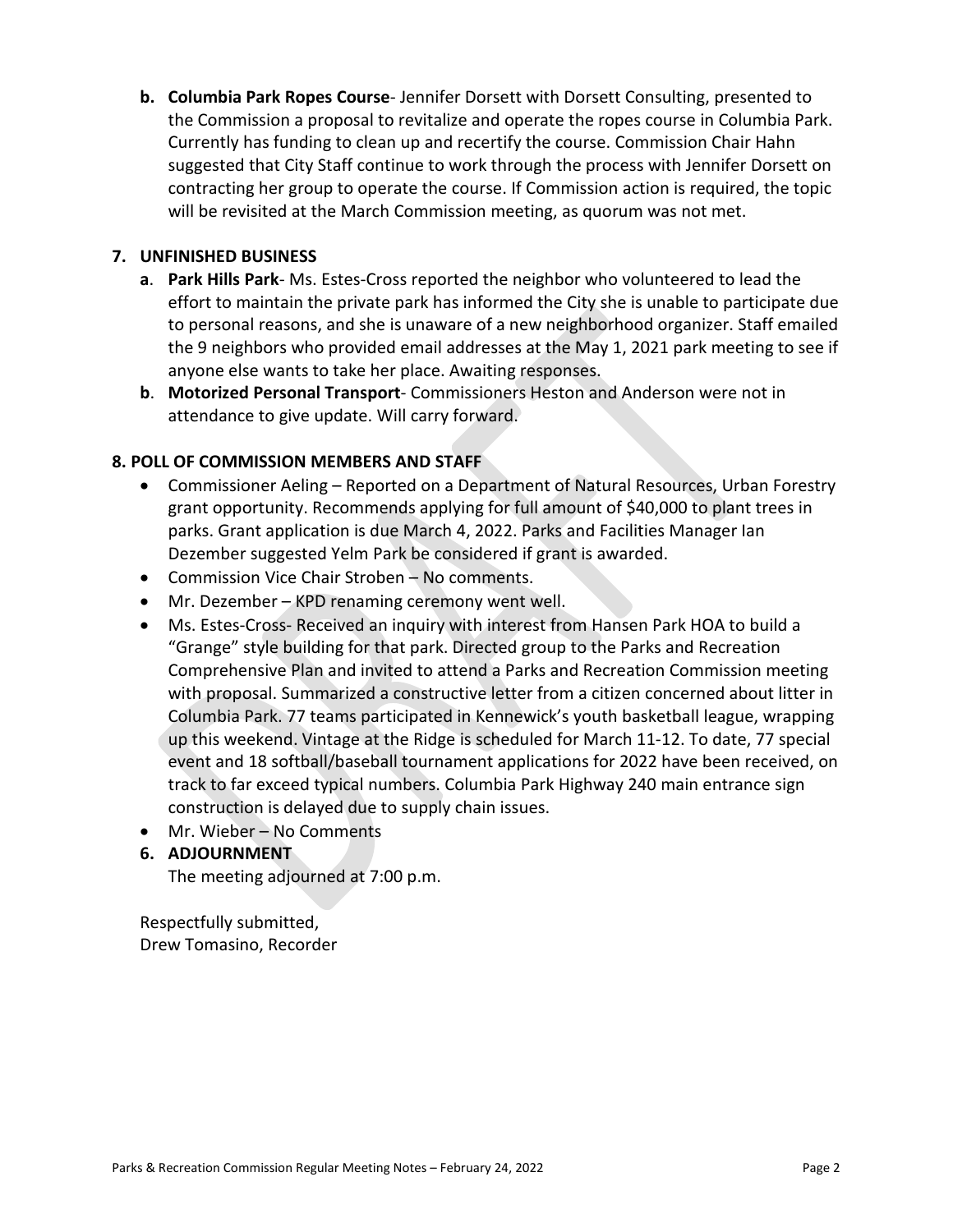**b. Columbia Park Ropes Course**- Jennifer Dorsett with Dorsett Consulting, presented to the Commission a proposal to revitalize and operate the ropes course in Columbia Park. Currently has funding to clean up and recertify the course. Commission Chair Hahn suggested that City Staff continue to work through the process with Jennifer Dorsett on contracting her group to operate the course. If Commission action is required, the topic will be revisited at the March Commission meeting, as quorum was not met.

### 7. UNFINISHED BUSINESS

**a**. **Park Hills Park**- Ms. Estes-Cross reported the neighbor who volunteered to lead the effort to maintain the private park has informed the City she is unable to participate due to personal reasons, and she is unaware of a new neighborhood organizer. Staff emailed the 9 neighbors who provided email addresses at the May 1, 2021 park meeting to see if anyone else wants to take her place. Awaiting responses.

**b**. **Motorized Personal Transport**- Commissioners Heston and Anderson were not in attendance to give update. Will carry forward.

### 8. POLL OF COMMISSION MEMBERS AND STAFF

- Commissioner Aeling – Reported on a Department of Natural Resources, Urban Forestry grant opportunity. Recommends applying for full amount of $40,000 to plant trees in parks. Grant application is due March 4, 2022. Parks and Facilities Manager Ian Dezember suggested Yelm Park be considered if grant is awarded.
- Commission Vice Chair Stroben – No comments.
- Mr. Dezember – KPD renaming ceremony went well.
- Ms. Estes-Cross- Received an inquiry with interest from Hansen Park HOA to build a "Grange" style building for that park. Directed group to the Parks and Recreation Comprehensive Plan and invited to attend a Parks and Recreation Commission meeting with proposal. Summarized a constructive letter from a citizen concerned about litter in Columbia Park. 77 teams participated in Kennewick's youth basketball league, wrapping up this weekend. Vintage at the Ridge is scheduled for March 11-12. To date, 77 special event and 18 softball/baseball tournament applications for 2022 have been received, on track to far exceed typical numbers. Columbia Park Highway 240 main entrance sign construction is delayed due to supply chain issues.
- Mr. Wieber – No Comments

### 6. ADJOURNMENT

The meeting adjourned at 7:00 p.m.

Respectfully submitted,
Drew Tomasino, Recorder